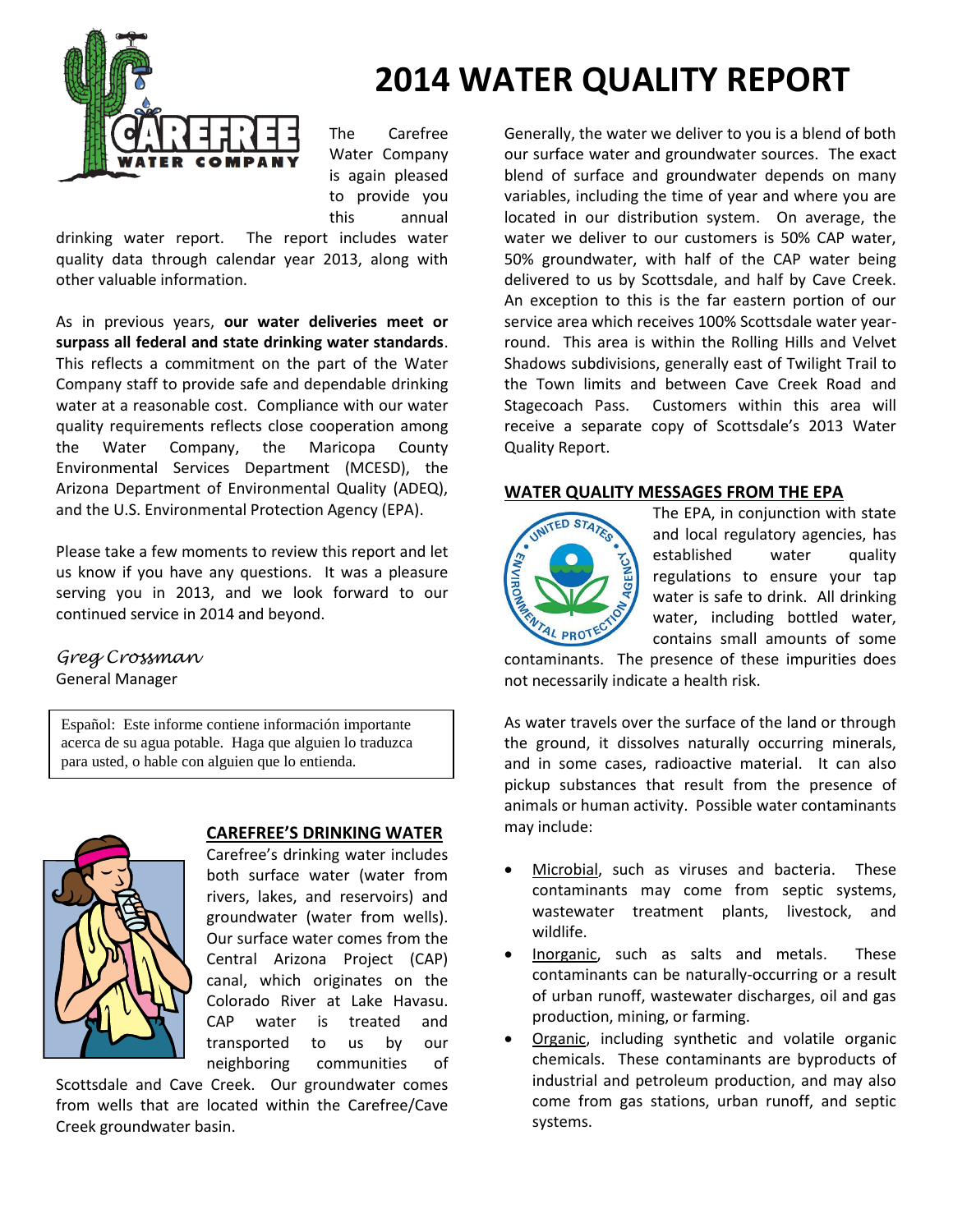# 2014 WATER QUALITY REPORT

The Carefree Water Company is again pleased to provide you this annual drinking water report. The report includes water quality data through calendar year 2013, along with other valuable information.

As in previous years, **our water deliveries meet or surpass all federal and state drinking water standards**. This reflects a commitment on the part of the Water Company staff to provide safe and dependable drinking water at a reasonable cost. Compliance with our water quality requirements reflects close cooperation among the Water Company, the Maricopa County Environmental Services Department (MCESD), the Arizona Department of Environmental Quality (ADEQ), and the U.S. Environmental Protection Agency (EPA).

Please take a few moments to review this report and let us know if you have any questions. It was a pleasure serving you in 2013, and we look forward to our continued service in 2014 and beyond.

*Greg Crossman*
General Manager

Español: Este informe contiene información importante acerca de su agua potable. Haga que alguien lo traduzca para usted, o hable con alguien que lo entienda.

## CAREFREE'S DRINKING WATER

Carefree's drinking water includes both surface water (water from rivers, lakes, and reservoirs) and groundwater (water from wells). Our surface water comes from the Central Arizona Project (CAP) canal, which originates on the Colorado River at Lake Havasu. CAP water is treated and transported to us by our neighboring communities of Scottsdale and Cave Creek. Our groundwater comes from wells that are located within the Carefree/Cave Creek groundwater basin.

Generally, the water we deliver to you is a blend of both our surface water and groundwater sources. The exact blend of surface and groundwater depends on many variables, including the time of year and where you are located in our distribution system. On average, the water we deliver to our customers is 50% CAP water, 50% groundwater, with half of the CAP water being delivered to us by Scottsdale, and half by Cave Creek. An exception to this is the far eastern portion of our service area which receives 100% Scottsdale water year-round. This area is within the Rolling Hills and Velvet Shadows subdivisions, generally east of Twilight Trail to the Town limits and between Cave Creek Road and Stagecoach Pass. Customers within this area will receive a separate copy of Scottsdale's 2013 Water Quality Report.

## WATER QUALITY MESSAGES FROM THE EPA

The EPA, in conjunction with state and local regulatory agencies, has established water quality regulations to ensure your tap water is safe to drink. All drinking water, including bottled water, contains small amounts of some contaminants. The presence of these impurities does not necessarily indicate a health risk.

As water travels over the surface of the land or through the ground, it dissolves naturally occurring minerals, and in some cases, radioactive material. It can also pickup substances that result from the presence of animals or human activity. Possible water contaminants may include:

- Microbial, such as viruses and bacteria. These contaminants may come from septic systems, wastewater treatment plants, livestock, and wildlife.
- Inorganic, such as salts and metals. These contaminants can be naturally-occurring or a result of urban runoff, wastewater discharges, oil and gas production, mining, or farming.
- Organic, including synthetic and volatile organic chemicals. These contaminants are byproducts of industrial and petroleum production, and may also come from gas stations, urban runoff, and septic systems.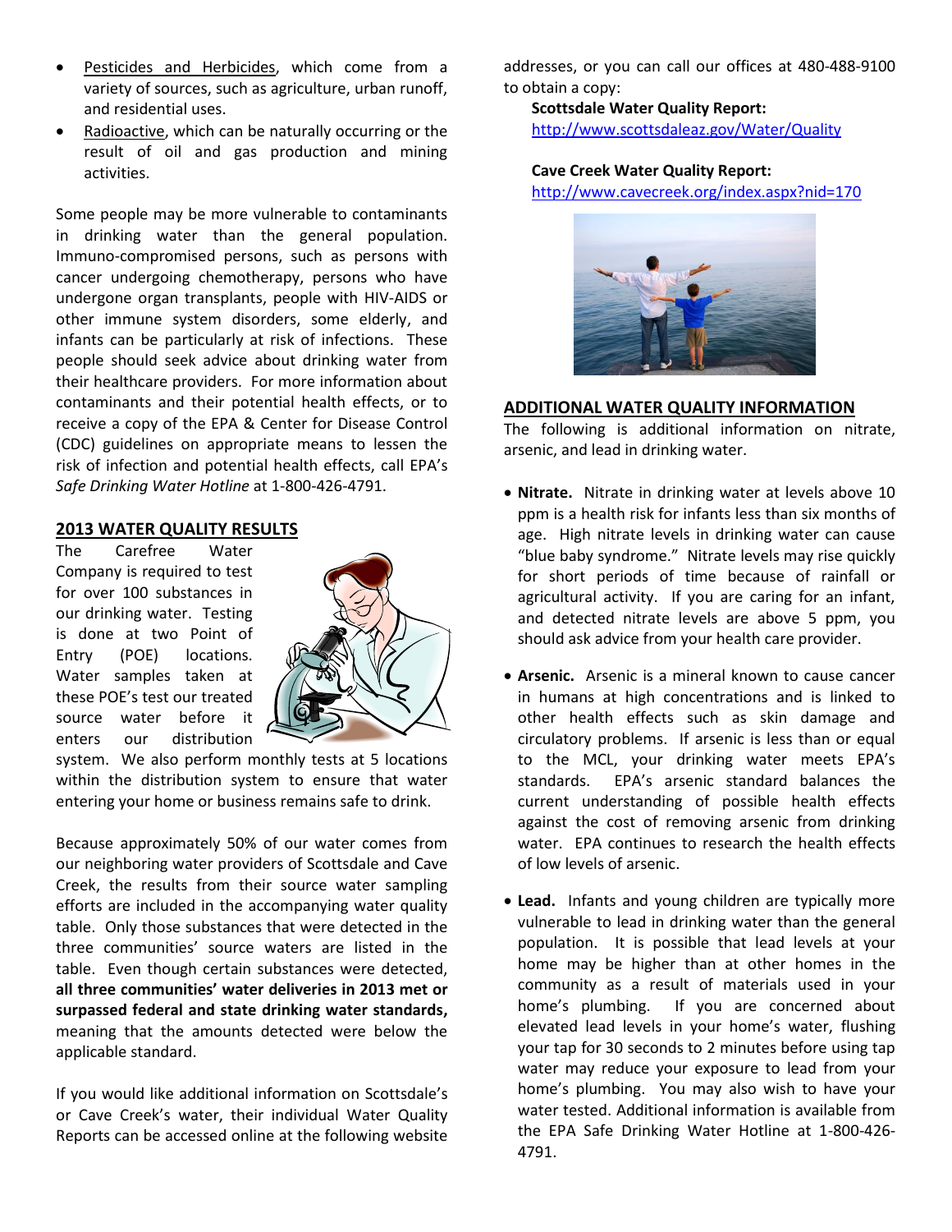- Pesticides and Herbicides, which come from a variety of sources, such as agriculture, urban runoff, and residential uses.
- Radioactive, which can be naturally occurring or the result of oil and gas production and mining activities.

Some people may be more vulnerable to contaminants in drinking water than the general population. Immuno-compromised persons, such as persons with cancer undergoing chemotherapy, persons who have undergone organ transplants, people with HIV-AIDS or other immune system disorders, some elderly, and infants can be particularly at risk of infections. These people should seek advice about drinking water from their healthcare providers. For more information about contaminants and their potential health effects, or to receive a copy of the EPA & Center for Disease Control (CDC) guidelines on appropriate means to lessen the risk of infection and potential health effects, call EPA's *Safe Drinking Water Hotline* at 1-800-426-4791.

## 2013 WATER QUALITY RESULTS

The Carefree Water Company is required to test for over 100 substances in our drinking water. Testing is done at two Point of Entry (POE) locations. Water samples taken at these POE's test our treated source water before it enters our distribution system. We also perform monthly tests at 5 locations within the distribution system to ensure that water entering your home or business remains safe to drink.

Because approximately 50% of our water comes from our neighboring water providers of Scottsdale and Cave Creek, the results from their source water sampling efforts are included in the accompanying water quality table. Only those substances that were detected in the three communities' source waters are listed in the table. Even though certain substances were detected, **all three communities' water deliveries in 2013 met or surpassed federal and state drinking water standards,** meaning that the amounts detected were below the applicable standard.

If you would like additional information on Scottsdale's or Cave Creek's water, their individual Water Quality Reports can be accessed online at the following website addresses, or you can call our offices at 480-488-9100 to obtain a copy:

**Scottsdale Water Quality Report:**
http://www.scottsdaleaz.gov/Water/Quality

**Cave Creek Water Quality Report:**
http://www.cavecreek.org/index.aspx?nid=170

## ADDITIONAL WATER QUALITY INFORMATION

The following is additional information on nitrate, arsenic, and lead in drinking water.

- **Nitrate.** Nitrate in drinking water at levels above 10 ppm is a health risk for infants less than six months of age. High nitrate levels in drinking water can cause "blue baby syndrome." Nitrate levels may rise quickly for short periods of time because of rainfall or agricultural activity. If you are caring for an infant, and detected nitrate levels are above 5 ppm, you should ask advice from your health care provider.

- **Arsenic.** Arsenic is a mineral known to cause cancer in humans at high concentrations and is linked to other health effects such as skin damage and circulatory problems. If arsenic is less than or equal to the MCL, your drinking water meets EPA's standards. EPA's arsenic standard balances the current understanding of possible health effects against the cost of removing arsenic from drinking water. EPA continues to research the health effects of low levels of arsenic.

- **Lead.** Infants and young children are typically more vulnerable to lead in drinking water than the general population. It is possible that lead levels at your home may be higher than at other homes in the community as a result of materials used in your home's plumbing. If you are concerned about elevated lead levels in your home's water, flushing your tap for 30 seconds to 2 minutes before using tap water may reduce your exposure to lead from your home's plumbing. You may also wish to have your water tested. Additional information is available from the EPA Safe Drinking Water Hotline at 1-800-426-4791.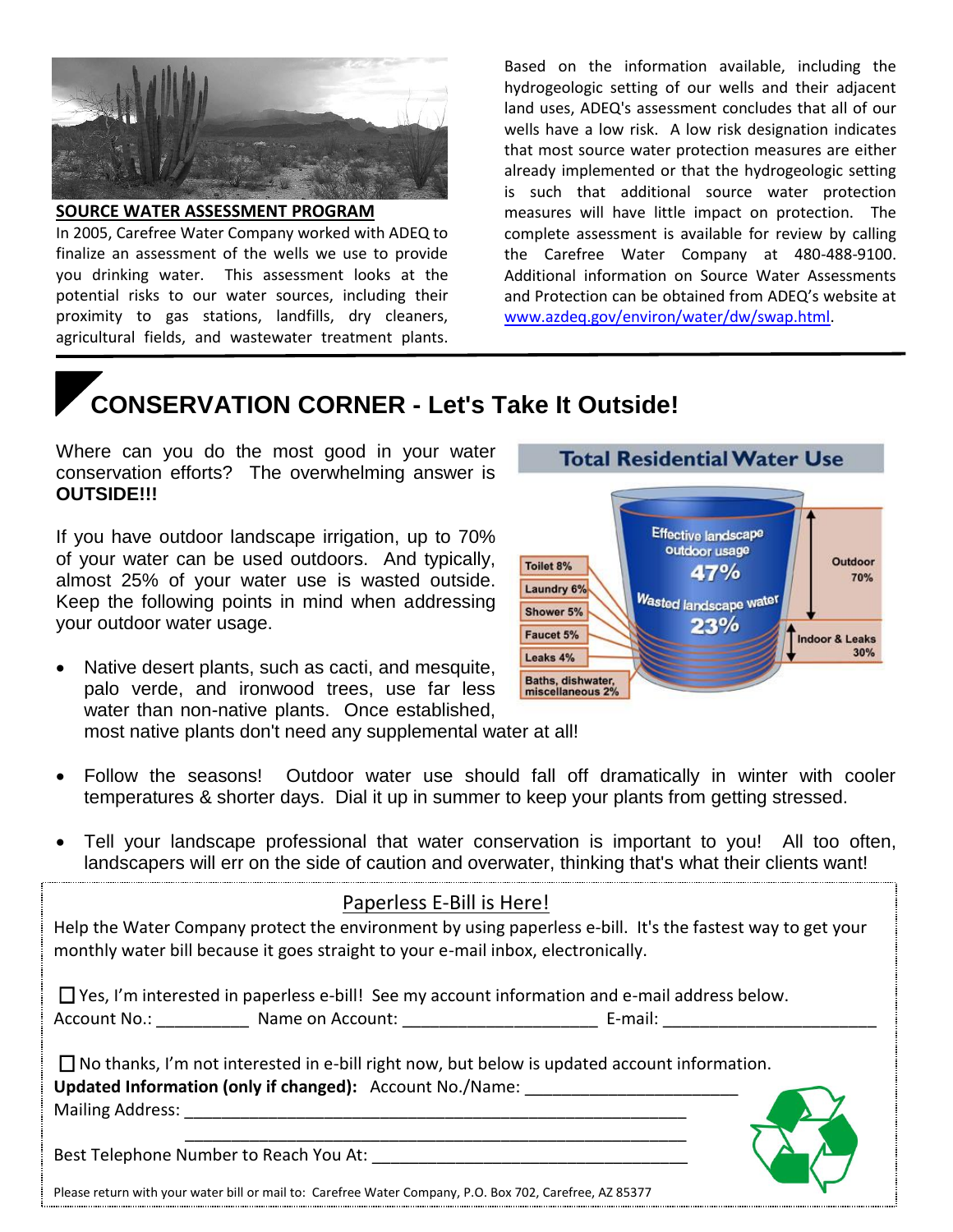## SOURCE WATER ASSESSMENT PROGRAM

In 2005, Carefree Water Company worked with ADEQ to finalize an assessment of the wells we use to provide you drinking water. This assessment looks at the potential risks to our water sources, including their proximity to gas stations, landfills, dry cleaners, agricultural fields, and wastewater treatment plants.

Based on the information available, including the hydrogeologic setting of our wells and their adjacent land uses, ADEQ's assessment concludes that all of our wells have a low risk. A low risk designation indicates that most source water protection measures are either already implemented or that the hydrogeologic setting is such that additional source water protection measures will have little impact on protection. The complete assessment is available for review by calling the Carefree Water Company at 480-488-9100. Additional information on Source Water Assessments and Protection can be obtained from ADEQ's website at www.azdeq.gov/environ/water/dw/swap.html.

# CONSERVATION CORNER - Let's Take It Outside!

Where can you do the most good in your water conservation efforts? The overwhelming answer is **OUTSIDE!!!**

If you have outdoor landscape irrigation, up to 70% of your water can be used outdoors. And typically, almost 25% of your water use is wasted outside. Keep the following points in mind when addressing your outdoor water usage.

**Total Residential Water Use**

- Effective landscape outdoor usage 47%
- Wasted landscape water 23%
- Outdoor 70%
- Indoor & Leaks 30%
- Toilet 8%
- Laundry 6%
- Shower 5%
- Faucet 5%
- Leaks 4%
- Baths, dishwater, miscellaneous 2%

- Native desert plants, such as cacti, and mesquite, palo verde, and ironwood trees, use far less water than non-native plants. Once established, most native plants don't need any supplemental water at all!
- Follow the seasons! Outdoor water use should fall off dramatically in winter with cooler temperatures & shorter days. Dial it up in summer to keep your plants from getting stressed.
- Tell your landscape professional that water conservation is important to you! All too often, landscapers will err on the side of caution and overwater, thinking that's what their clients want!

## Paperless E-Bill is Here!

Help the Water Company protect the environment by using paperless e-bill. It's the fastest way to get your monthly water bill because it goes straight to your e-mail inbox, electronically.

☐ Yes, I'm interested in paperless e-bill! See my account information and e-mail address below.
Account No.: __________ Name on Account: _____________________ E-mail: _______________________

☐ No thanks, I'm not interested in e-bill right now, but below is updated account information.
**Updated Information (only if changed):** Account No./Name: _______________________
Mailing Address: ________________________________________________________
________________________________________________________
Best Telephone Number to Reach You At: __________________________________

Please return with your water bill or mail to: Carefree Water Company, P.O. Box 702, Carefree, AZ 85377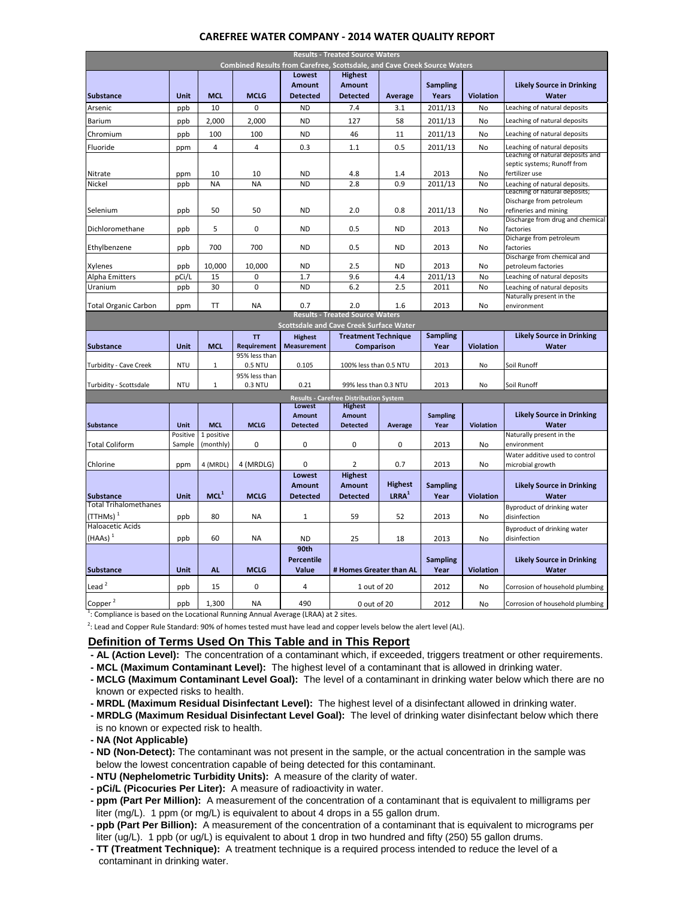# CAREFREE WATER COMPANY - 2014 WATER QUALITY REPORT

| Results - Treated Source Waters | | | | | | | | | |
|---|---|---|---|---|---|---|---|---|---|
| Combined Results from Carefree, Scottsdale, and Cave Creek Source Waters | | | | | | | | | |
| Substance | Unit | MCL | MCLG | Lowest Amount Detected | Highest Amount Detected | Average | Sampling Years | Violation | Likely Source in Drinking Water |
| Arsenic | ppb | 10 | 0 | ND | 7.4 | 3.1 | 2011/13 | No | Leaching of natural deposits |
| Barium | ppb | 2,000 | 2,000 | ND | 127 | 58 | 2011/13 | No | Leaching of natural deposits |
| Chromium | ppb | 100 | 100 | ND | 46 | 11 | 2011/13 | No | Leaching of natural deposits |
| Fluoride | ppm | 4 | 4 | 0.3 | 1.1 | 0.5 | 2011/13 | No | Leaching of natural deposits |
| Nitrate | ppm | 10 | 10 | ND | 4.8 | 1.4 | 2013 | No | Leaching of natural deposits and septic systems; Runoff from fertilizer use |
| Nickel | ppb | NA | NA | ND | 2.8 | 0.9 | 2011/13 | No | Leaching of natural deposits. |
| Selenium | ppb | 50 | 50 | ND | 2.0 | 0.8 | 2011/13 | No | Leaching of natural deposits; Discharge from petroleum refineries and mining |
| Dichloromethane | ppb | 5 | 0 | ND | 0.5 | ND | 2013 | No | Discharge from drug and chemical factories |
| Ethylbenzene | ppb | 700 | 700 | ND | 0.5 | ND | 2013 | No | Dicharge from petroleum factories |
| Xylenes | ppb | 10,000 | 10,000 | ND | 2.5 | ND | 2013 | No | Discharge from chemical and petroleum factories |
| Alpha Emitters | pCi/L | 15 | 0 | 1.7 | 9.6 | 4.4 | 2011/13 | No | Leaching of natural deposits |
| Uranium | ppb | 30 | 0 | ND | 6.2 | 2.5 | 2011 | No | Leaching of natural deposits |
| Total Organic Carbon | ppm | TT | NA | 0.7 | 2.0 | 1.6 | 2013 | No | Naturally present in the environment |

| Results - Treated Source Waters | | | | | | | |
|---|---|---|---|---|---|---|---|
| Scottsdale and Cave Creek Surface Water | | | | | | | |
| Substance | Unit | MCL | TT Requirement | Highest Measurement | Treatment Technique Comparison | Sampling Year | Violation | Likely Source in Drinking Water |
| Turbidity - Cave Creek | NTU | 1 | 95% less than 0.5 NTU | 0.105 | 100% less than 0.5 NTU | 2013 | No | Soil Runoff |
| Turbidity - Scottsdale | NTU | 1 | 95% less than 0.3 NTU | 0.21 | 99% less than 0.3 NTU | 2013 | No | Soil Runoff |

| Results - Carefree Distribution System | | | | | | | | | |
|---|---|---|---|---|---|---|---|---|---|
| Substance | Unit | MCL | MCLG | Lowest Amount Detected | Highest Amount Detected | Average | Sampling Year | Violation | Likely Source in Drinking Water |
| Total Coliform | Positive Sample | 1 positive (monthly) | 0 | 0 | 0 | 0 | 2013 | No | Naturally present in the environment |
| Chlorine | ppm | 4 (MRDL) | 4 (MRDLG) | 0 | 2 | 0.7 | 2013 | No | Water additive used to control microbial growth |
| Substance | Unit | MCL[1] | MCLG | Lowest Amount Detected | Highest Amount Detected | Highest LRAA[1] | Sampling Year | Violation | Likely Source in Drinking Water |
| Total Trihalomethanes (TTHMs)[1] | ppb | 80 | NA | 1 | 59 | 52 | 2013 | No | Byproduct of drinking water disinfection |
| Haloacetic Acids (HAAs)[1] | ppb | 60 | NA | ND | 25 | 18 | 2013 | No | Byproduct of drinking water disinfection |
| Substance | Unit | AL | MCLG | 90th Percentile Value | # Homes Greater than AL | | Sampling Year | Violation | Likely Source in Drinking Water |
| Lead[2] | ppb | 15 | 0 | 4 | 1 out of 20 | | 2012 | No | Corrosion of household plumbing |
| Copper[2] | ppb | 1,300 | NA | 490 | 0 out of 20 | | 2012 | No | Corrosion of household plumbing |

[1]: Compliance is based on the Locational Running Annual Average (LRAA) at 2 sites.

[2]: Lead and Copper Rule Standard: 90% of homes tested must have lead and copper levels below the alert level (AL).

## Definition of Terms Used On This Table and in This Report

- **AL (Action Level):** The concentration of a contaminant which, if exceeded, triggers treatment or other requirements.
- **MCL (Maximum Contaminant Level):** The highest level of a contaminant that is allowed in drinking water.
- **MCLG (Maximum Contaminant Level Goal):** The level of a contaminant in drinking water below which there are no known or expected risks to health.
- **MRDL (Maximum Residual Disinfectant Level):** The highest level of a disinfectant allowed in drinking water.
- **MRDLG (Maximum Residual Disinfectant Level Goal):** The level of drinking water disinfectant below which there is no known or expected risk to health.
- **NA (Not Applicable)**
- **ND (Non-Detect):** The contaminant was not present in the sample, or the actual concentration in the sample was below the lowest concentration capable of being detected for this contaminant.
- **NTU (Nephelometric Turbidity Units):** A measure of the clarity of water.
- **pCi/L (Picocuries Per Liter):** A measure of radioactivity in water.
- **ppm (Part Per Million):** A measurement of the concentration of a contaminant that is equivalent to milligrams per liter (mg/L). 1 ppm (or mg/L) is equivalent to about 4 drops in a 55 gallon drum.
- **ppb (Part Per Billion):** A measurement of the concentration of a contaminant that is equivalent to micrograms per liter (ug/L). 1 ppb (or ug/L) is equivalent to about 1 drop in two hundred and fifty (250) 55 gallon drums.
- **TT (Treatment Technique):** A treatment technique is a required process intended to reduce the level of a contaminant in drinking water.